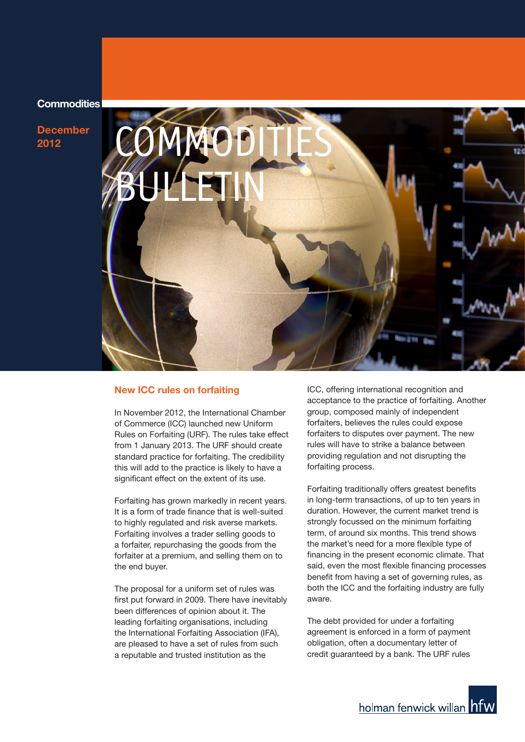Commodities

December 2012

# COMMODITIES BULLETIN

## New ICC rules on forfaiting

In November 2012, the International Chamber of Commerce (ICC) launched new Uniform Rules on Forfaiting (URF). The rules take effect from 1 January 2013. The URF should create standard practice for forfaiting. The credibility this will add to the practice is likely to have a significant effect on the extent of its use.

Forfaiting has grown markedly in recent years. It is a form of trade finance that is well-suited to highly regulated and risk averse markets. Forfaiting involves a trader selling goods to a forfaiter, repurchasing the goods from the forfaiter at a premium, and selling them on to the end buyer.

The proposal for a uniform set of rules was first put forward in 2009. There have inevitably been differences of opinion about it. The leading forfaiting organisations, including the International Forfaiting Association (IFA), are pleased to have a set of rules from such a reputable and trusted institution as the ICC, offering international recognition and acceptance to the practice of forfaiting. Another group, composed mainly of independent forfaiters, believes the rules could expose forfaiters to disputes over payment. The new rules will have to strike a balance between providing regulation and not disrupting the forfaiting process.

Forfaiting traditionally offers greatest benefits in long-term transactions, of up to ten years in duration. However, the current market trend is strongly focussed on the minimum forfaiting term, of around six months. This trend shows the market's need for a more flexible type of financing in the present economic climate. That said, even the most flexible financing processes benefit from having a set of governing rules, as both the ICC and the forfaiting industry are fully aware.

The debt provided for under a forfaiting agreement is enforced in a form of payment obligation, often a documentary letter of credit guaranteed by a bank. The URF rules

holman fenwick willan hfw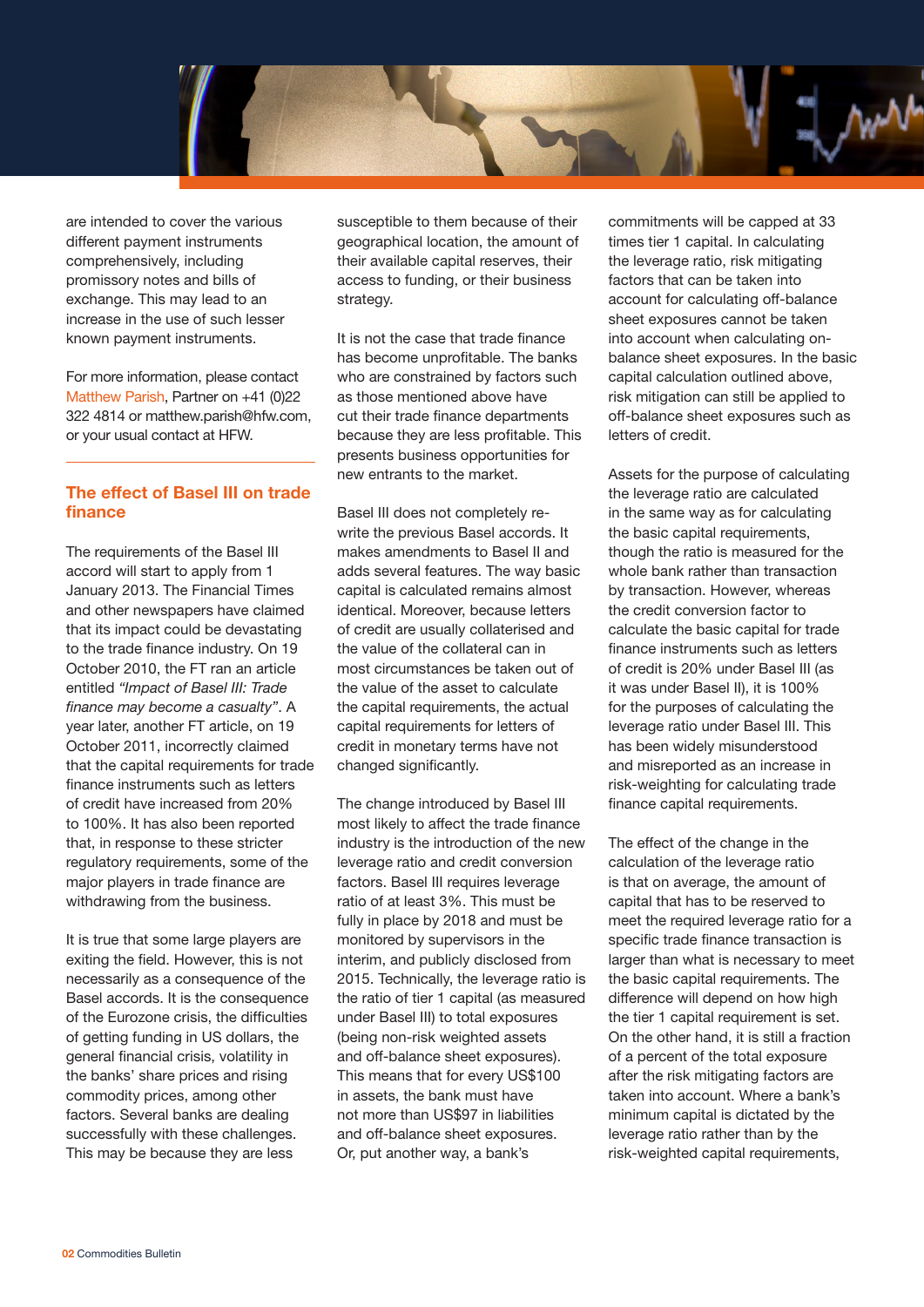are intended to cover the various different payment instruments comprehensively, including promissory notes and bills of exchange. This may lead to an increase in the use of such lesser known payment instruments.

For more information, please contact Matthew Parish, Partner on +41 (0)22 322 4814 or matthew.parish@hfw.com, or your usual contact at HFW.

## The effect of Basel III on trade finance

The requirements of the Basel III accord will start to apply from 1 January 2013. The Financial Times and other newspapers have claimed that its impact could be devastating to the trade finance industry. On 19 October 2010, the FT ran an article entitled *"Impact of Basel III: Trade finance may become a casualty"*. A year later, another FT article, on 19 October 2011, incorrectly claimed that the capital requirements for trade finance instruments such as letters of credit have increased from 20% to 100%. It has also been reported that, in response to these stricter regulatory requirements, some of the major players in trade finance are withdrawing from the business.

It is true that some large players are exiting the field. However, this is not necessarily as a consequence of the Basel accords. It is the consequence of the Eurozone crisis, the difficulties of getting funding in US dollars, the general financial crisis, volatility in the banks' share prices and rising commodity prices, among other factors. Several banks are dealing successfully with these challenges. This may be because they are less susceptible to them because of their geographical location, the amount of their available capital reserves, their access to funding, or their business strategy.

It is not the case that trade finance has become unprofitable. The banks who are constrained by factors such as those mentioned above have cut their trade finance departments because they are less profitable. This presents business opportunities for new entrants to the market.

Basel III does not completely re-write the previous Basel accords. It makes amendments to Basel II and adds several features. The way basic capital is calculated remains almost identical. Moreover, because letters of credit are usually collaterised and the value of the collateral can in most circumstances be taken out of the value of the asset to calculate the capital requirements, the actual capital requirements for letters of credit in monetary terms have not changed significantly.

The change introduced by Basel III most likely to affect the trade finance industry is the introduction of the new leverage ratio and credit conversion factors. Basel III requires leverage ratio of at least 3%. This must be fully in place by 2018 and must be monitored by supervisors in the interim, and publicly disclosed from 2015. Technically, the leverage ratio is the ratio of tier 1 capital (as measured under Basel III) to total exposures (being non-risk weighted assets and off-balance sheet exposures). This means that for every US$100 in assets, the bank must have not more than US$97 in liabilities and off-balance sheet exposures. Or, put another way, a bank's commitments will be capped at 33 times tier 1 capital. In calculating the leverage ratio, risk mitigating factors that can be taken into account for calculating off-balance sheet exposures cannot be taken into account when calculating on-balance sheet exposures. In the basic capital calculation outlined above, risk mitigation can still be applied to off-balance sheet exposures such as letters of credit.

Assets for the purpose of calculating the leverage ratio are calculated in the same way as for calculating the basic capital requirements, though the ratio is measured for the whole bank rather than transaction by transaction. However, whereas the credit conversion factor to calculate the basic capital for trade finance instruments such as letters of credit is 20% under Basel III (as it was under Basel II), it is 100% for the purposes of calculating the leverage ratio under Basel III. This has been widely misunderstood and misreported as an increase in risk-weighting for calculating trade finance capital requirements.

The effect of the change in the calculation of the leverage ratio is that on average, the amount of capital that has to be reserved to meet the required leverage ratio for a specific trade finance transaction is larger than what is necessary to meet the basic capital requirements. The difference will depend on how high the tier 1 capital requirement is set. On the other hand, it is still a fraction of a percent of the total exposure after the risk mitigating factors are taken into account. Where a bank's minimum capital is dictated by the leverage ratio rather than by the risk-weighted capital requirements,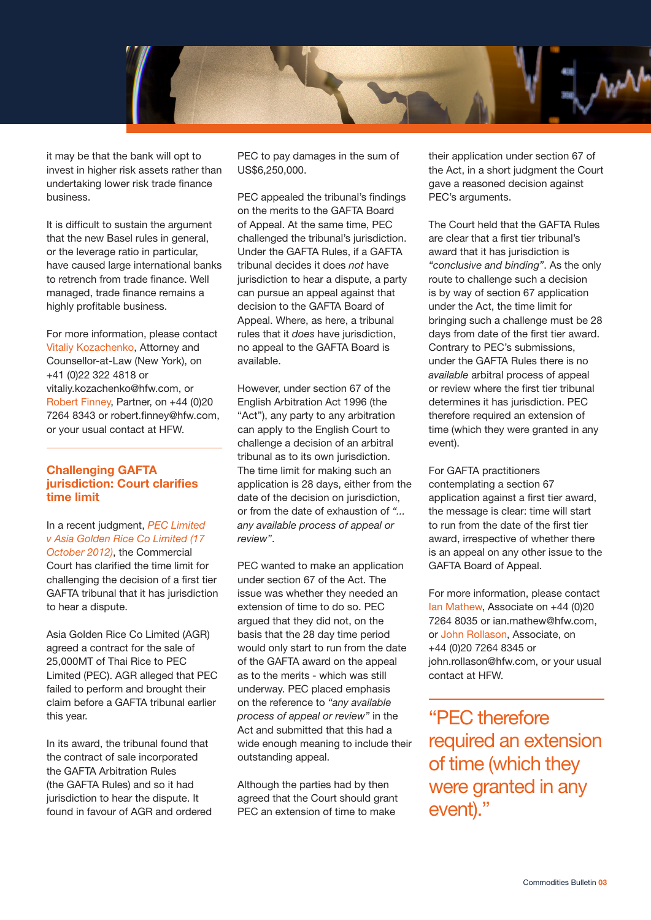it may be that the bank will opt to invest in higher risk assets rather than undertaking lower risk trade finance business.

It is difficult to sustain the argument that the new Basel rules in general, or the leverage ratio in particular, have caused large international banks to retrench from trade finance. Well managed, trade finance remains a highly profitable business.

For more information, please contact Vitaliy Kozachenko, Attorney and Counsellor-at-Law (New York), on +41 (0)22 322 4818 or vitaliy.kozachenko@hfw.com, or Robert Finney, Partner, on +44 (0)20 7264 8343 or robert.finney@hfw.com, or your usual contact at HFW.

## Challenging GAFTA jurisdiction: Court clarifies time limit

In a recent judgment, *PEC Limited v Asia Golden Rice Co Limited (17 October 2012)*, the Commercial Court has clarified the time limit for challenging the decision of a first tier GAFTA tribunal that it has jurisdiction to hear a dispute.

Asia Golden Rice Co Limited (AGR) agreed a contract for the sale of 25,000MT of Thai Rice to PEC Limited (PEC). AGR alleged that PEC failed to perform and brought their claim before a GAFTA tribunal earlier this year.

In its award, the tribunal found that the contract of sale incorporated the GAFTA Arbitration Rules (the GAFTA Rules) and so it had jurisdiction to hear the dispute. It found in favour of AGR and ordered PEC to pay damages in the sum of US$6,250,000.

PEC appealed the tribunal's findings on the merits to the GAFTA Board of Appeal. At the same time, PEC challenged the tribunal's jurisdiction. Under the GAFTA Rules, if a GAFTA tribunal decides it does *not* have jurisdiction to hear a dispute, a party can pursue an appeal against that decision to the GAFTA Board of Appeal. Where, as here, a tribunal rules that it *does* have jurisdiction, no appeal to the GAFTA Board is available.

However, under section 67 of the English Arbitration Act 1996 (the "Act"), any party to any arbitration can apply to the English Court to challenge a decision of an arbitral tribunal as to its own jurisdiction. The time limit for making such an application is 28 days, either from the date of the decision on jurisdiction, or from the date of exhaustion of *"... any available process of appeal or review"*.

PEC wanted to make an application under section 67 of the Act. The issue was whether they needed an extension of time to do so. PEC argued that they did not, on the basis that the 28 day time period would only start to run from the date of the GAFTA award on the appeal as to the merits - which was still underway. PEC placed emphasis on the reference to *"any available process of appeal or review"* in the Act and submitted that this had a wide enough meaning to include their outstanding appeal.

Although the parties had by then agreed that the Court should grant PEC an extension of time to make their application under section 67 of the Act, in a short judgment the Court gave a reasoned decision against PEC's arguments.

The Court held that the GAFTA Rules are clear that a first tier tribunal's award that it has jurisdiction is *"conclusive and binding"*. As the only route to challenge such a decision is by way of section 67 application under the Act, the time limit for bringing such a challenge must be 28 days from date of the first tier award. Contrary to PEC's submissions, under the GAFTA Rules there is no *available* arbitral process of appeal or review where the first tier tribunal determines it has jurisdiction. PEC therefore required an extension of time (which they were granted in any event).

For GAFTA practitioners contemplating a section 67 application against a first tier award, the message is clear: time will start to run from the date of the first tier award, irrespective of whether there is an appeal on any other issue to the GAFTA Board of Appeal.

For more information, please contact Ian Mathew, Associate on +44 (0)20 7264 8035 or ian.mathew@hfw.com, or John Rollason, Associate, on +44 (0)20 7264 8345 or john.rollason@hfw.com, or your usual contact at HFW.

> "PEC therefore required an extension of time (which they were granted in any event)."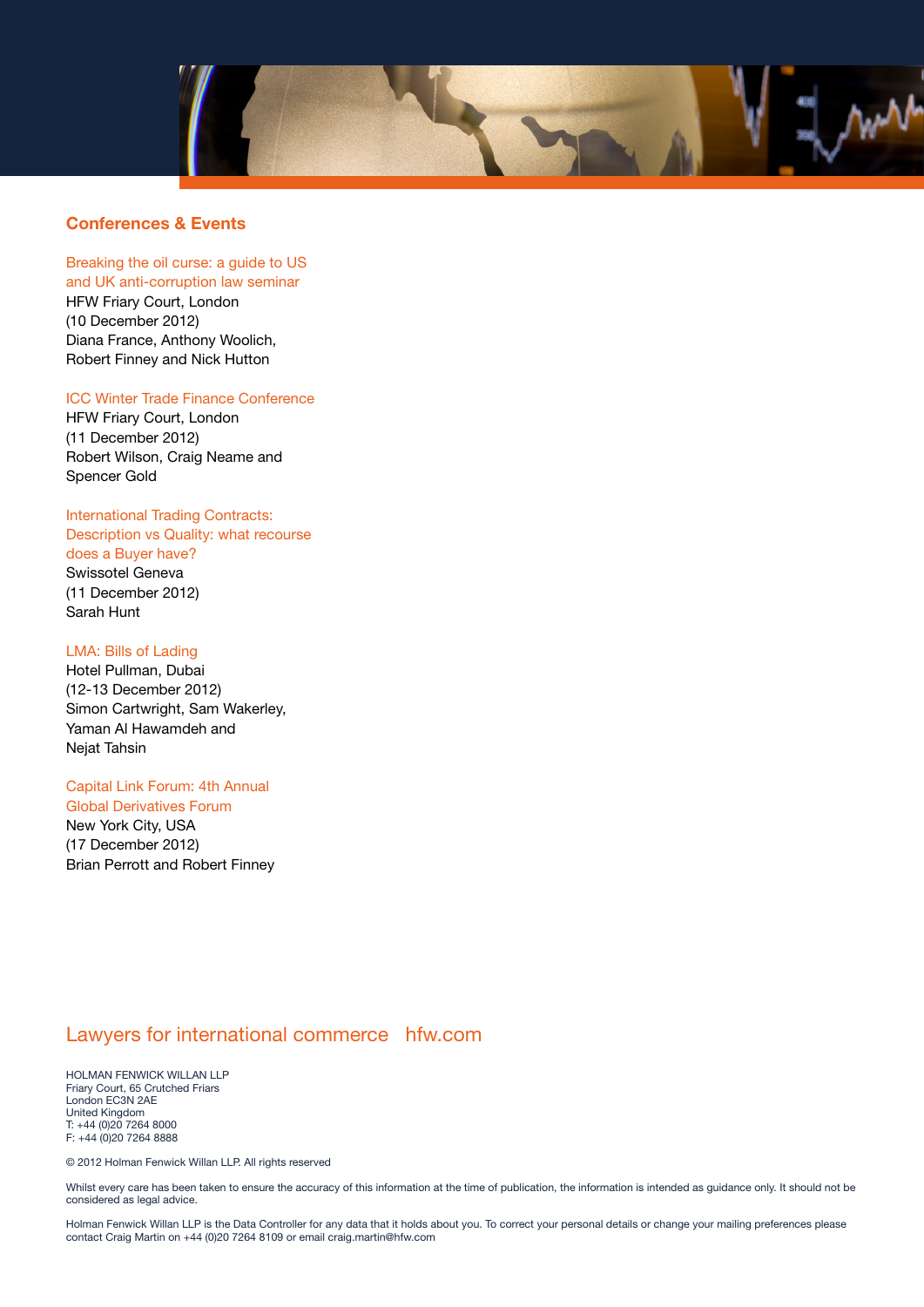## Conferences & Events

**Breaking the oil curse: a guide to US and UK anti-corruption law seminar**
HFW Friary Court, London
(10 December 2012)
Diana France, Anthony Woolich, Robert Finney and Nick Hutton

**ICC Winter Trade Finance Conference**
HFW Friary Court, London
(11 December 2012)
Robert Wilson, Craig Neame and Spencer Gold

**International Trading Contracts: Description vs Quality: what recourse does a Buyer have?**
Swissotel Geneva
(11 December 2012)
Sarah Hunt

**LMA: Bills of Lading**
Hotel Pullman, Dubai
(12-13 December 2012)
Simon Cartwright, Sam Wakerley, Yaman Al Hawamdeh and Nejat Tahsin

**Capital Link Forum: 4th Annual Global Derivatives Forum**
New York City, USA
(17 December 2012)
Brian Perrott and Robert Finney

Lawyers for international commerce   hfw.com

HOLMAN FENWICK WILLAN LLP
Friary Court, 65 Crutched Friars
London EC3N 2AE
United Kingdom
T: +44 (0)20 7264 8000
F: +44 (0)20 7264 8888

© 2012 Holman Fenwick Willan LLP. All rights reserved

Whilst every care has been taken to ensure the accuracy of this information at the time of publication, the information is intended as guidance only. It should not be considered as legal advice.

Holman Fenwick Willan LLP is the Data Controller for any data that it holds about you. To correct your personal details or change your mailing preferences please contact Craig Martin on +44 (0)20 7264 8109 or email craig.martin@hfw.com